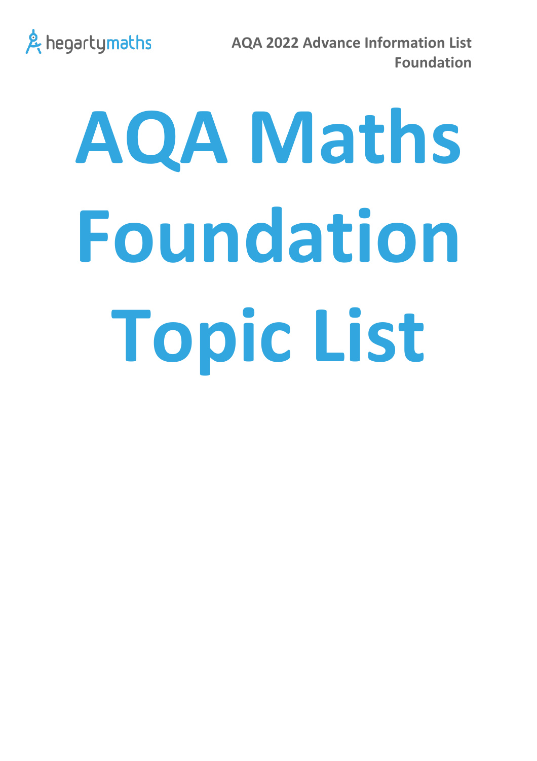AQA 2022 Advance Information List
**Foundation**

# AQA Maths Foundation Topic List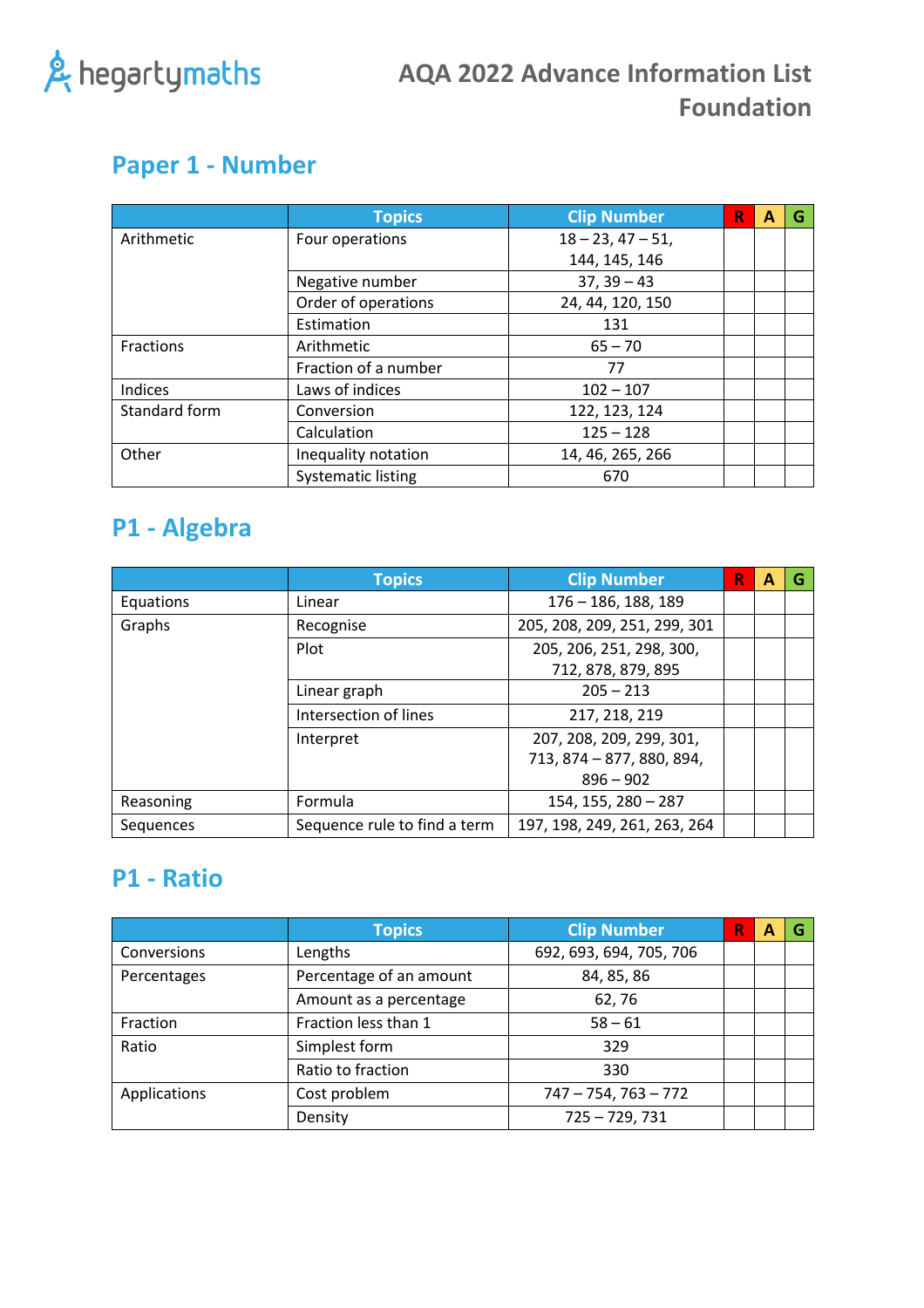# AQA 2022 Advance Information List Foundation

## Paper 1 - Number

| | Topics | Clip Number | R | A | G |
|---|---|---|---|---|---|
| Arithmetic | Four operations | 18 – 23, 47 – 51, 144, 145, 146 | | | |
| | Negative number | 37, 39 – 43 | | | |
| | Order of operations | 24, 44, 120, 150 | | | |
| | Estimation | 131 | | | |
| Fractions | Arithmetic | 65 – 70 | | | |
| | Fraction of a number | 77 | | | |
| Indices | Laws of indices | 102 – 107 | | | |
| Standard form | Conversion | 122, 123, 124 | | | |
| | Calculation | 125 – 128 | | | |
| Other | Inequality notation | 14, 46, 265, 266 | | | |
| | Systematic listing | 670 | | | |

## P1 - Algebra

| | Topics | Clip Number | R | A | G |
|---|---|---|---|---|---|
| Equations | Linear | 176 – 186, 188, 189 | | | |
| Graphs | Recognise | 205, 208, 209, 251, 299, 301 | | | |
| | Plot | 205, 206, 251, 298, 300, 712, 878, 879, 895 | | | |
| | Linear graph | 205 – 213 | | | |
| | Intersection of lines | 217, 218, 219 | | | |
| | Interpret | 207, 208, 209, 299, 301, 713, 874 – 877, 880, 894, 896 – 902 | | | |
| Reasoning | Formula | 154, 155, 280 – 287 | | | |
| Sequences | Sequence rule to find a term | 197, 198, 249, 261, 263, 264 | | | |

## P1 - Ratio

| | Topics | Clip Number | R | A | G |
|---|---|---|---|---|---|
| Conversions | Lengths | 692, 693, 694, 705, 706 | | | |
| Percentages | Percentage of an amount | 84, 85, 86 | | | |
| | Amount as a percentage | 62, 76 | | | |
| Fraction | Fraction less than 1 | 58 – 61 | | | |
| Ratio | Simplest form | 329 | | | |
| | Ratio to fraction | 330 | | | |
| Applications | Cost problem | 747 – 754, 763 – 772 | | | |
| | Density | 725 – 729, 731 | | | |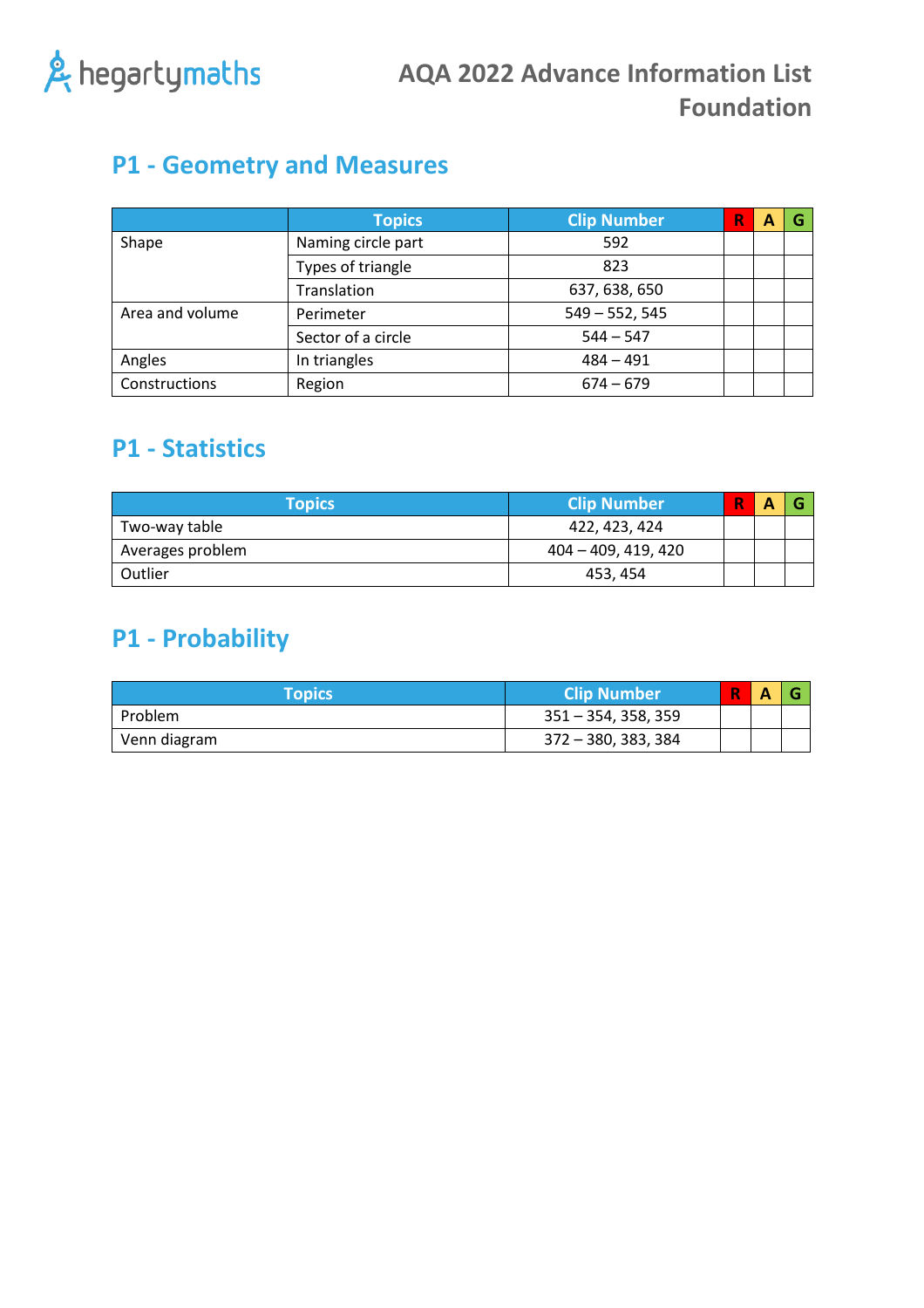# AQA 2022 Advance Information List Foundation

## P1 - Geometry and Measures

| | Topics | Clip Number | R | A | G |
|---|---|---|---|---|---|
| Shape | Naming circle part | 592 | | | |
| | Types of triangle | 823 | | | |
| | Translation | 637, 638, 650 | | | |
| Area and volume | Perimeter | 549 – 552, 545 | | | |
| | Sector of a circle | 544 – 547 | | | |
| Angles | In triangles | 484 – 491 | | | |
| Constructions | Region | 674 – 679 | | | |

## P1 - Statistics

| Topics | Clip Number | R | A | G |
|---|---|---|---|---|
| Two-way table | 422, 423, 424 | | | |
| Averages problem | 404 – 409, 419, 420 | | | |
| Outlier | 453, 454 | | | |

## P1 - Probability

| Topics | Clip Number | R | A | G |
|---|---|---|---|---|
| Problem | 351 – 354, 358, 359 | | | |
| Venn diagram | 372 – 380, 383, 384 | | | |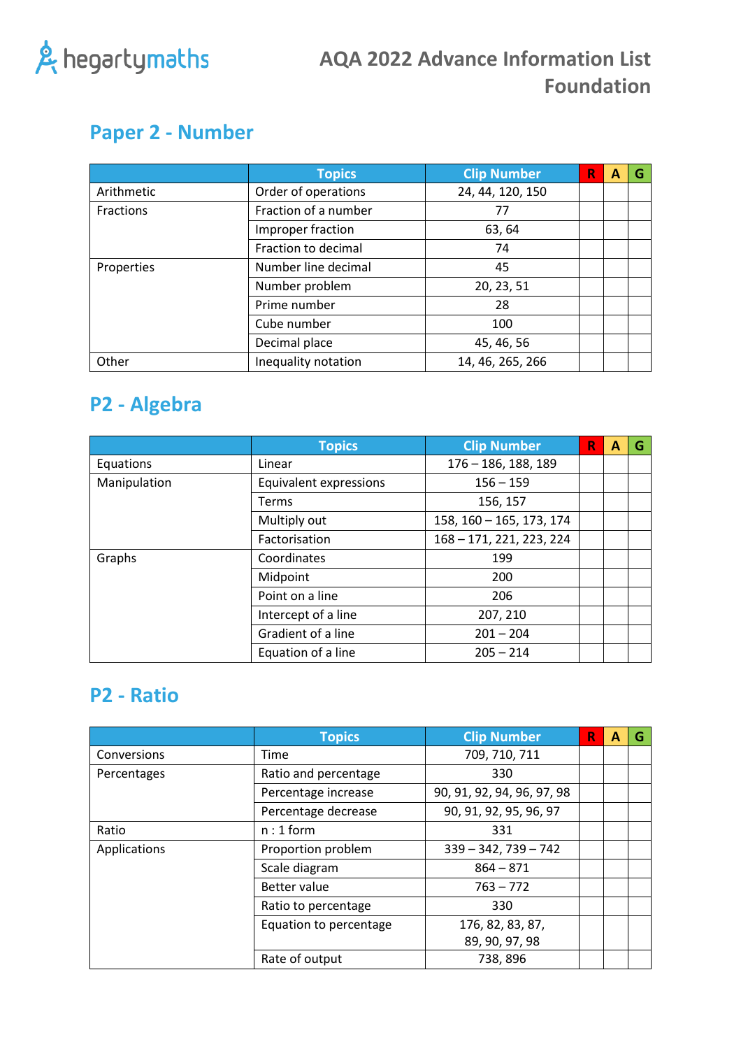# AQA 2022 Advance Information List Foundation

## Paper 2 - Number

| | Topics | Clip Number | R | A | G |
|---|---|---|---|---|---|
| Arithmetic | Order of operations | 24, 44, 120, 150 | | | |
| Fractions | Fraction of a number | 77 | | | |
| | Improper fraction | 63, 64 | | | |
| | Fraction to decimal | 74 | | | |
| Properties | Number line decimal | 45 | | | |
| | Number problem | 20, 23, 51 | | | |
| | Prime number | 28 | | | |
| | Cube number | 100 | | | |
| | Decimal place | 45, 46, 56 | | | |
| Other | Inequality notation | 14, 46, 265, 266 | | | |

## P2 - Algebra

| | Topics | Clip Number | R | A | G |
|---|---|---|---|---|---|
| Equations | Linear | 176 – 186, 188, 189 | | | |
| Manipulation | Equivalent expressions | 156 – 159 | | | |
| | Terms | 156, 157 | | | |
| | Multiply out | 158, 160 – 165, 173, 174 | | | |
| | Factorisation | 168 – 171, 221, 223, 224 | | | |
| Graphs | Coordinates | 199 | | | |
| | Midpoint | 200 | | | |
| | Point on a line | 206 | | | |
| | Intercept of a line | 207, 210 | | | |
| | Gradient of a line | 201 – 204 | | | |
| | Equation of a line | 205 – 214 | | | |

## P2 - Ratio

| | Topics | Clip Number | R | A | G |
|---|---|---|---|---|---|
| Conversions | Time | 709, 710, 711 | | | |
| Percentages | Ratio and percentage | 330 | | | |
| | Percentage increase | 90, 91, 92, 94, 96, 97, 98 | | | |
| | Percentage decrease | 90, 91, 92, 95, 96, 97 | | | |
| Ratio | n : 1 form | 331 | | | |
| Applications | Proportion problem | 339 – 342, 739 – 742 | | | |
| | Scale diagram | 864 – 871 | | | |
| | Better value | 763 – 772 | | | |
| | Ratio to percentage | 330 | | | |
| | Equation to percentage | 176, 82, 83, 87, 89, 90, 97, 98 | | | |
| | Rate of output | 738, 896 | | | |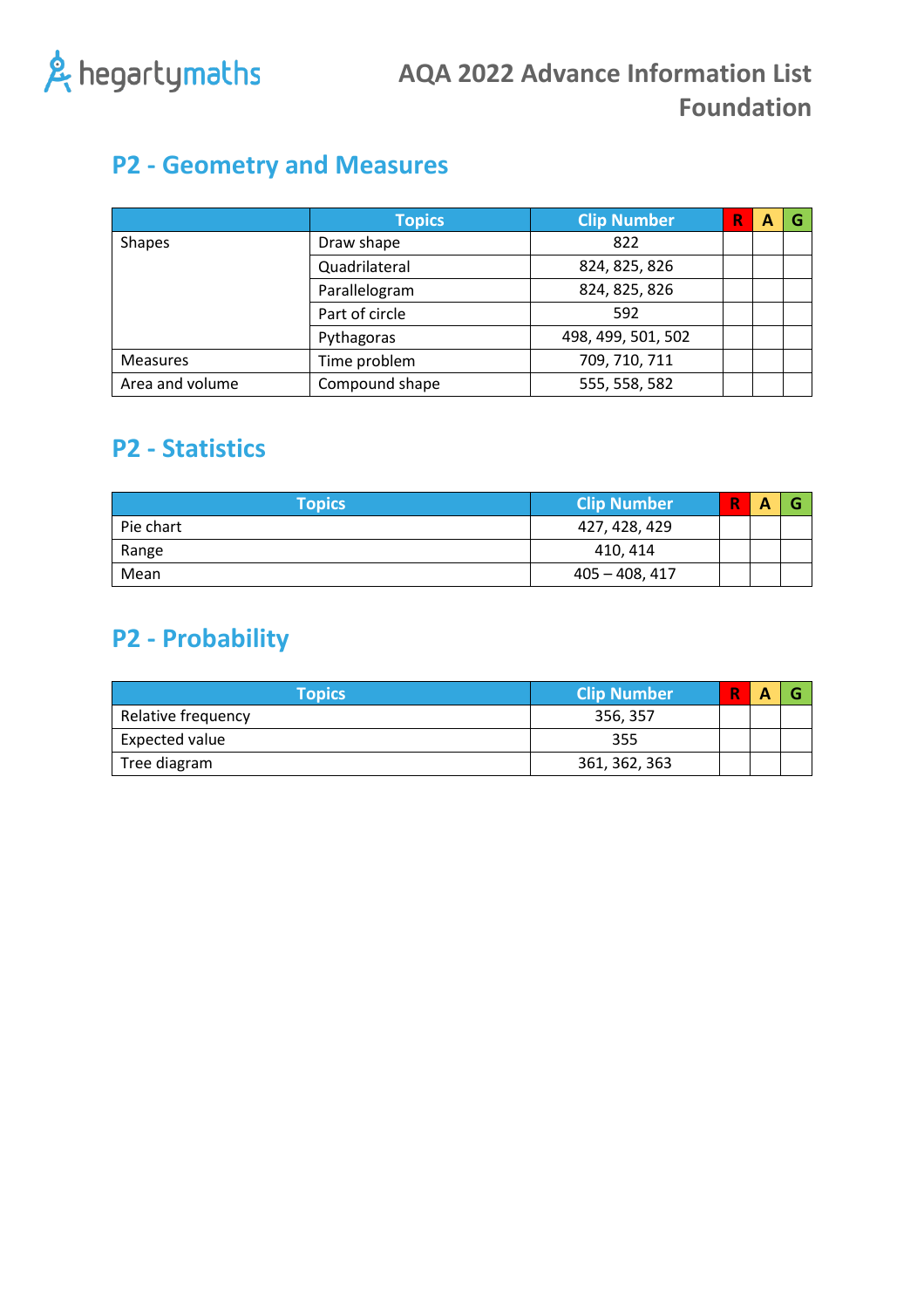hegartymaths

# AQA 2022 Advance Information List Foundation

## P2 - Geometry and Measures

| | Topics | Clip Number | R | A | G |
|---|---|---|---|---|---|
| Shapes | Draw shape | 822 | | | |
| | Quadrilateral | 824, 825, 826 | | | |
| | Parallelogram | 824, 825, 826 | | | |
| | Part of circle | 592 | | | |
| | Pythagoras | 498, 499, 501, 502 | | | |
| Measures | Time problem | 709, 710, 711 | | | |
| Area and volume | Compound shape | 555, 558, 582 | | | |

## P2 - Statistics

| Topics | Clip Number | R | A | G |
|---|---|---|---|---|
| Pie chart | 427, 428, 429 | | | |
| Range | 410, 414 | | | |
| Mean | 405 – 408, 417 | | | |

## P2 - Probability

| Topics | Clip Number | R | A | G |
|---|---|---|---|---|
| Relative frequency | 356, 357 | | | |
| Expected value | 355 | | | |
| Tree diagram | 361, 362, 363 | | | |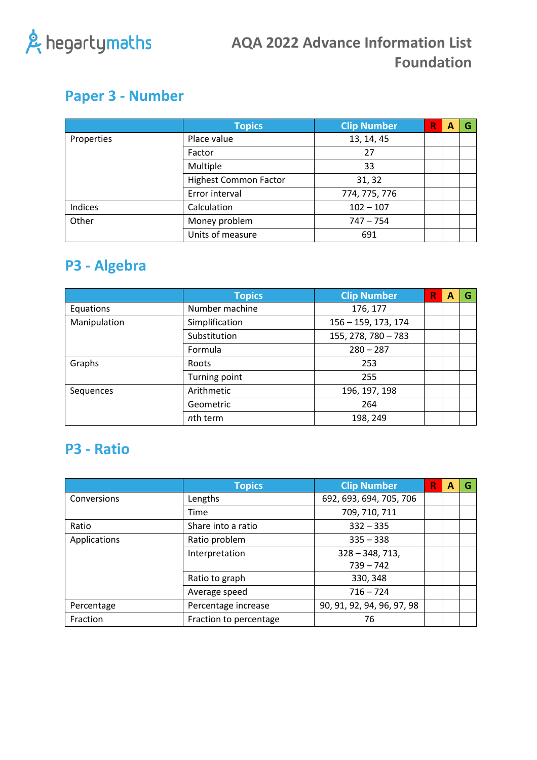# AQA 2022 Advance Information List Foundation

## Paper 3 - Number

| | Topics | Clip Number | R | A | G |
|---|---|---|---|---|---|
| Properties | Place value | 13, 14, 45 | | | |
| | Factor | 27 | | | |
| | Multiple | 33 | | | |
| | Highest Common Factor | 31, 32 | | | |
| | Error interval | 774, 775, 776 | | | |
| Indices | Calculation | 102 – 107 | | | |
| Other | Money problem | 747 – 754 | | | |
| | Units of measure | 691 | | | |

## P3 - Algebra

| | Topics | Clip Number | R | A | G |
|---|---|---|---|---|---|
| Equations | Number machine | 176, 177 | | | |
| Manipulation | Simplification | 156 – 159, 173, 174 | | | |
| | Substitution | 155, 278, 780 – 783 | | | |
| | Formula | 280 – 287 | | | |
| Graphs | Roots | 253 | | | |
| | Turning point | 255 | | | |
| Sequences | Arithmetic | 196, 197, 198 | | | |
| | Geometric | 264 | | | |
| | $n$th term | 198, 249 | | | |

## P3 - Ratio

| | Topics | Clip Number | R | A | G |
|---|---|---|---|---|---|
| Conversions | Lengths | 692, 693, 694, 705, 706 | | | |
| | Time | 709, 710, 711 | | | |
| Ratio | Share into a ratio | 332 – 335 | | | |
| Applications | Ratio problem | 335 – 338 | | | |
| | Interpretation | 328 – 348, 713, 739 – 742 | | | |
| | Ratio to graph | 330, 348 | | | |
| | Average speed | 716 – 724 | | | |
| Percentage | Percentage increase | 90, 91, 92, 94, 96, 97, 98 | | | |
| Fraction | Fraction to percentage | 76 | | | |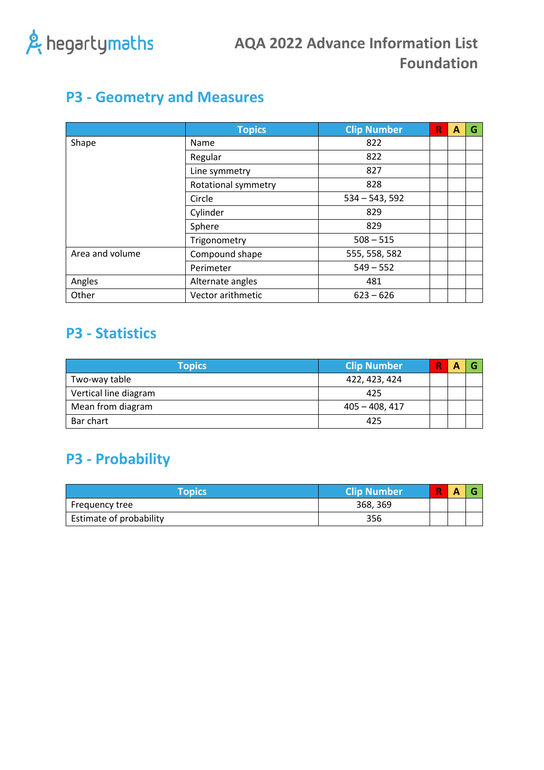# AQA 2022 Advance Information List Foundation

## P3 - Geometry and Measures

| | Topics | Clip Number | R | A | G |
|---|---|---|---|---|---|
| Shape | Name | 822 | | | |
| | Regular | 822 | | | |
| | Line symmetry | 827 | | | |
| | Rotational symmetry | 828 | | | |
| | Circle | 534 – 543, 592 | | | |
| | Cylinder | 829 | | | |
| | Sphere | 829 | | | |
| | Trigonometry | 508 – 515 | | | |
| Area and volume | Compound shape | 555, 558, 582 | | | |
| | Perimeter | 549 – 552 | | | |
| Angles | Alternate angles | 481 | | | |
| Other | Vector arithmetic | 623 – 626 | | | |

## P3 - Statistics

| Topics | Clip Number | R | A | G |
|---|---|---|---|---|
| Two-way table | 422, 423, 424 | | | |
| Vertical line diagram | 425 | | | |
| Mean from diagram | 405 – 408, 417 | | | |
| Bar chart | 425 | | | |

## P3 - Probability

| Topics | Clip Number | R | A | G |
|---|---|---|---|---|
| Frequency tree | 368, 369 | | | |
| Estimate of probability | 356 | | | |